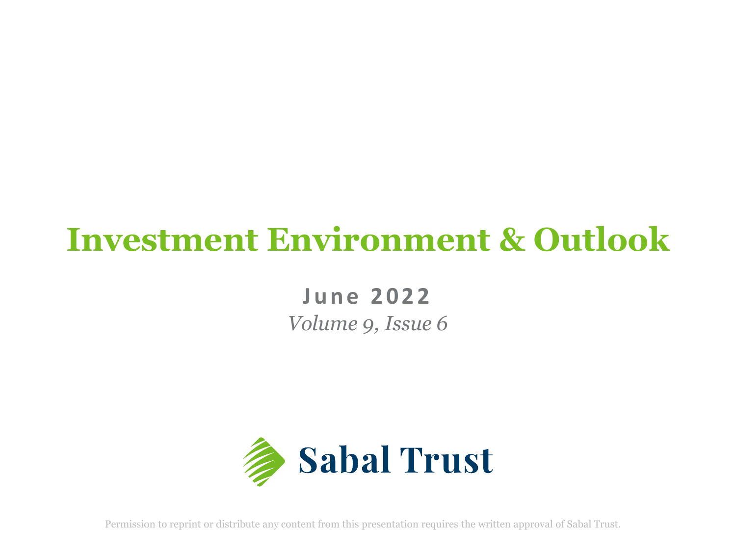# Investment Environment & Outlook

**June 2022**

*Volume 9, Issue 6*

Sabal Trust

Permission to reprint or distribute any content from this presentation requires the written approval of Sabal Trust.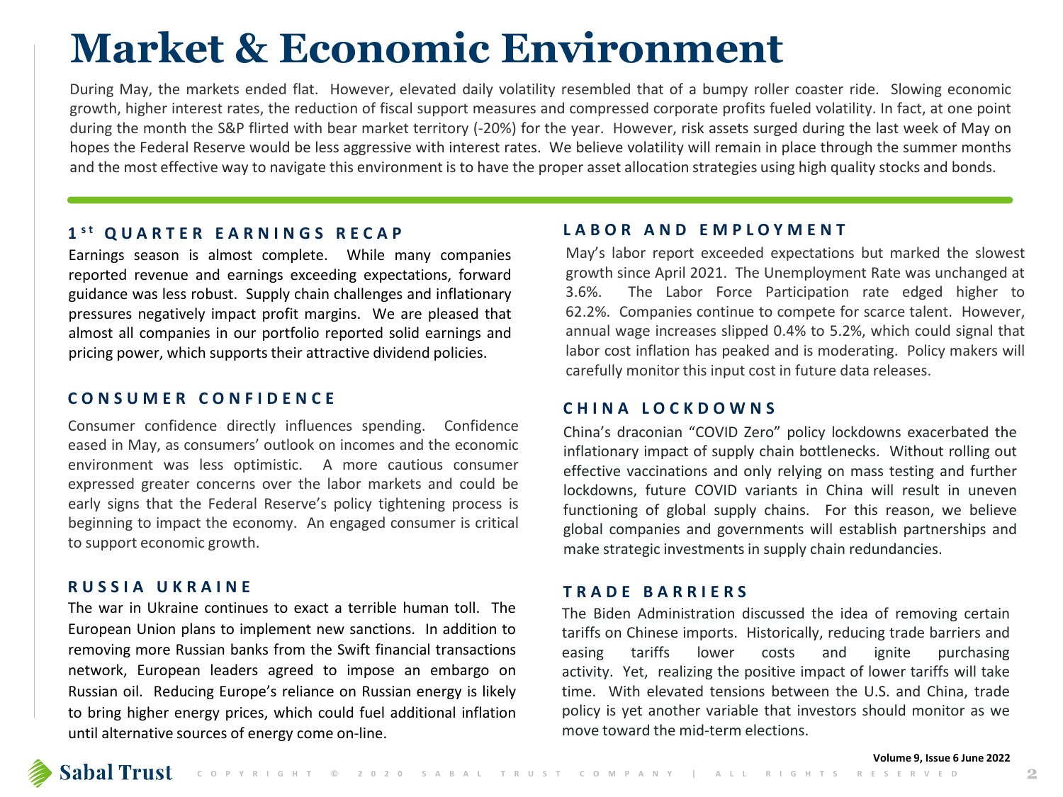# Market & Economic Environment

During May, the markets ended flat. However, elevated daily volatility resembled that of a bumpy roller coaster ride. Slowing economic growth, higher interest rates, the reduction of fiscal support measures and compressed corporate profits fueled volatility. In fact, at one point during the month the S&P flirted with bear market territory (-20%) for the year. However, risk assets surged during the last week of May on hopes the Federal Reserve would be less aggressive with interest rates. We believe volatility will remain in place through the summer months and the most effective way to navigate this environment is to have the proper asset allocation strategies using high quality stocks and bonds.

## 1st QUARTER EARNINGS RECAP

Earnings season is almost complete. While many companies reported revenue and earnings exceeding expectations, forward guidance was less robust. Supply chain challenges and inflationary pressures negatively impact profit margins. We are pleased that almost all companies in our portfolio reported solid earnings and pricing power, which supports their attractive dividend policies.

## CONSUMER CONFIDENCE

Consumer confidence directly influences spending. Confidence eased in May, as consumers' outlook on incomes and the economic environment was less optimistic. A more cautious consumer expressed greater concerns over the labor markets and could be early signs that the Federal Reserve's policy tightening process is beginning to impact the economy. An engaged consumer is critical to support economic growth.

## RUSSIA UKRAINE

The war in Ukraine continues to exact a terrible human toll. The European Union plans to implement new sanctions. In addition to removing more Russian banks from the Swift financial transactions network, European leaders agreed to impose an embargo on Russian oil. Reducing Europe's reliance on Russian energy is likely to bring higher energy prices, which could fuel additional inflation until alternative sources of energy come on-line.

## LABOR AND EMPLOYMENT

May's labor report exceeded expectations but marked the slowest growth since April 2021. The Unemployment Rate was unchanged at 3.6%. The Labor Force Participation rate edged higher to 62.2%. Companies continue to compete for scarce talent. However, annual wage increases slipped 0.4% to 5.2%, which could signal that labor cost inflation has peaked and is moderating. Policy makers will carefully monitor this input cost in future data releases.

## CHINA LOCKDOWNS

China's draconian "COVID Zero" policy lockdowns exacerbated the inflationary impact of supply chain bottlenecks. Without rolling out effective vaccinations and only relying on mass testing and further lockdowns, future COVID variants in China will result in uneven functioning of global supply chains. For this reason, we believe global companies and governments will establish partnerships and make strategic investments in supply chain redundancies.

## TRADE BARRIERS

The Biden Administration discussed the idea of removing certain tariffs on Chinese imports. Historically, reducing trade barriers and easing tariffs lower costs and ignite purchasing activity. Yet, realizing the positive impact of lower tariffs will take time. With elevated tensions between the U.S. and China, trade policy is yet another variable that investors should monitor as we move toward the mid-term elections.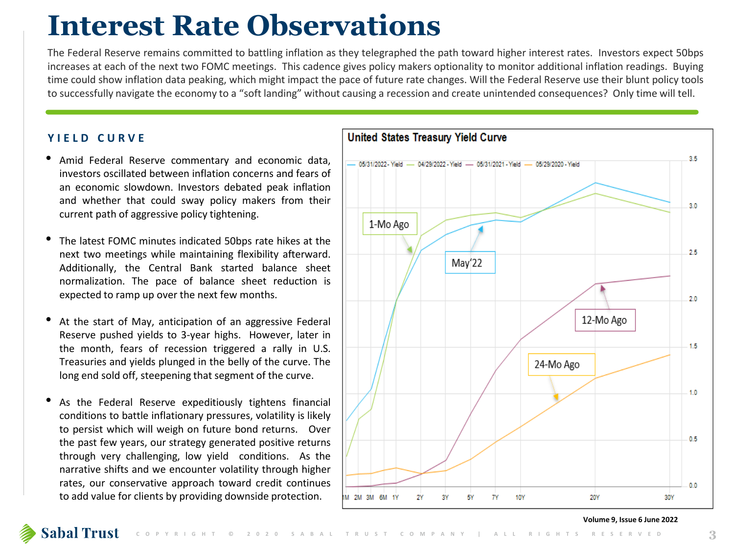# Interest Rate Observations

The Federal Reserve remains committed to battling inflation as they telegraphed the path toward higher interest rates. Investors expect 50bps increases at each of the next two FOMC meetings. This cadence gives policy makers optionality to monitor additional inflation readings. Buying time could show inflation data peaking, which might impact the pace of future rate changes. Will the Federal Reserve use their blunt policy tools to successfully navigate the economy to a "soft landing" without causing a recession and create unintended consequences? Only time will tell.

## YIELD CURVE

- Amid Federal Reserve commentary and economic data, investors oscillated between inflation concerns and fears of an economic slowdown. Investors debated peak inflation and whether that could sway policy makers from their current path of aggressive policy tightening.
- The latest FOMC minutes indicated 50bps rate hikes at the next two meetings while maintaining flexibility afterward. Additionally, the Central Bank started balance sheet normalization. The pace of balance sheet reduction is expected to ramp up over the next few months.
- At the start of May, anticipation of an aggressive Federal Reserve pushed yields to 3-year highs. However, later in the month, fears of recession triggered a rally in U.S. Treasuries and yields plunged in the belly of the curve. The long end sold off, steepening that segment of the curve.
- As the Federal Reserve expeditiously tightens financial conditions to battle inflationary pressures, volatility is likely to persist which will weigh on future bond returns. Over the past few years, our strategy generated positive returns through very challenging, low yield conditions. As the narrative shifts and we encounter volatility through higher rates, our conservative approach toward credit continues to add value for clients by providing downside protection.

**United States Treasury Yield Curve**

Legend: 05/31/2022 - Yield (May'22), 04/29/2022 - Yield (1-Mo Ago), 05/31/2021 - Yield (12-Mo Ago), 05/29/2020 - Yield (24-Mo Ago)

Maturities: 1M, 2M, 3M, 6M, 1Y, 2Y, 3Y, 5Y, 7Y, 10Y, 20Y, 30Y

Yield axis: 0.0 – 3.5

Volume 9, Issue 6 June 2022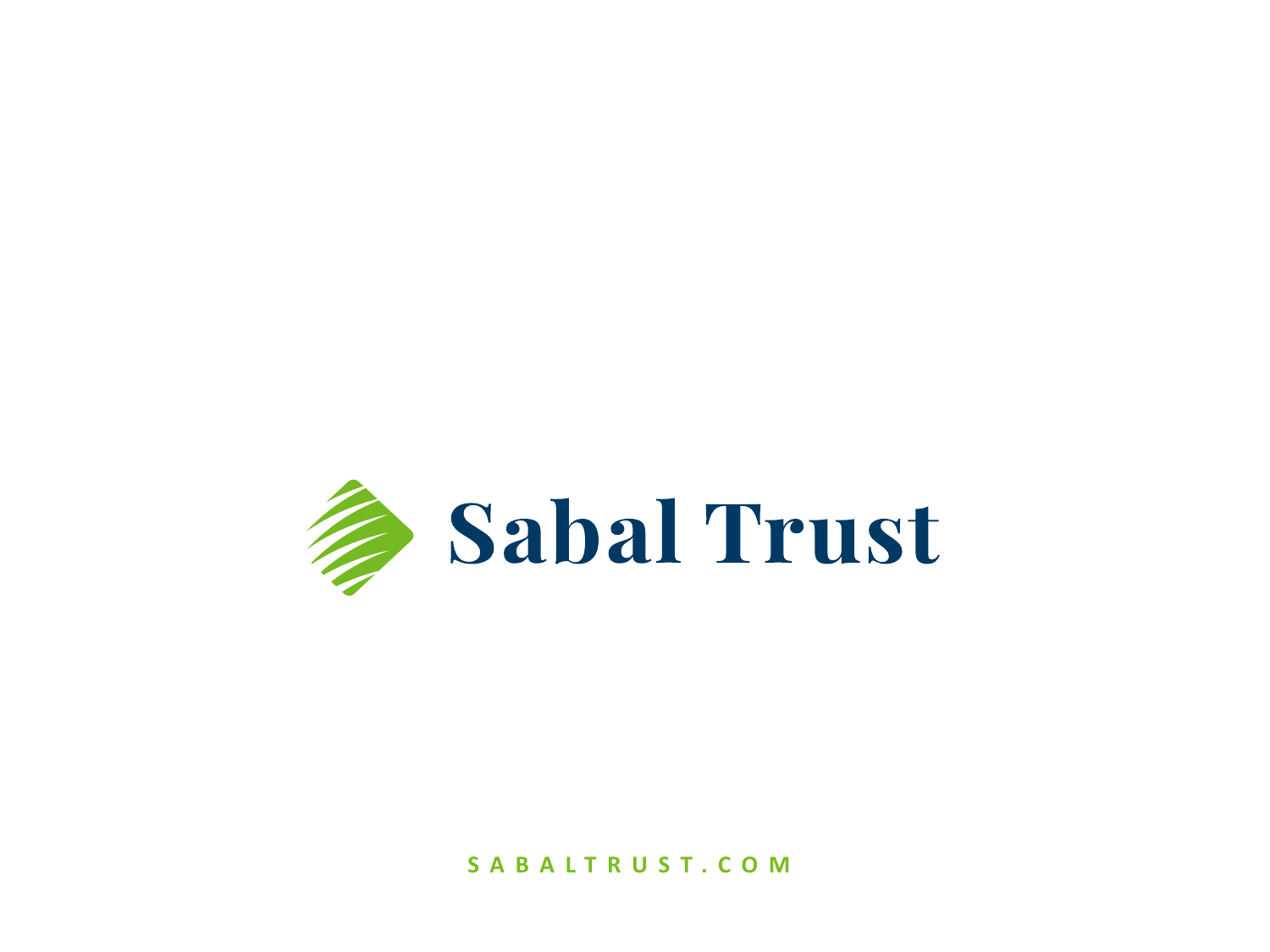Sabal Trust

SABALTRUST.COM